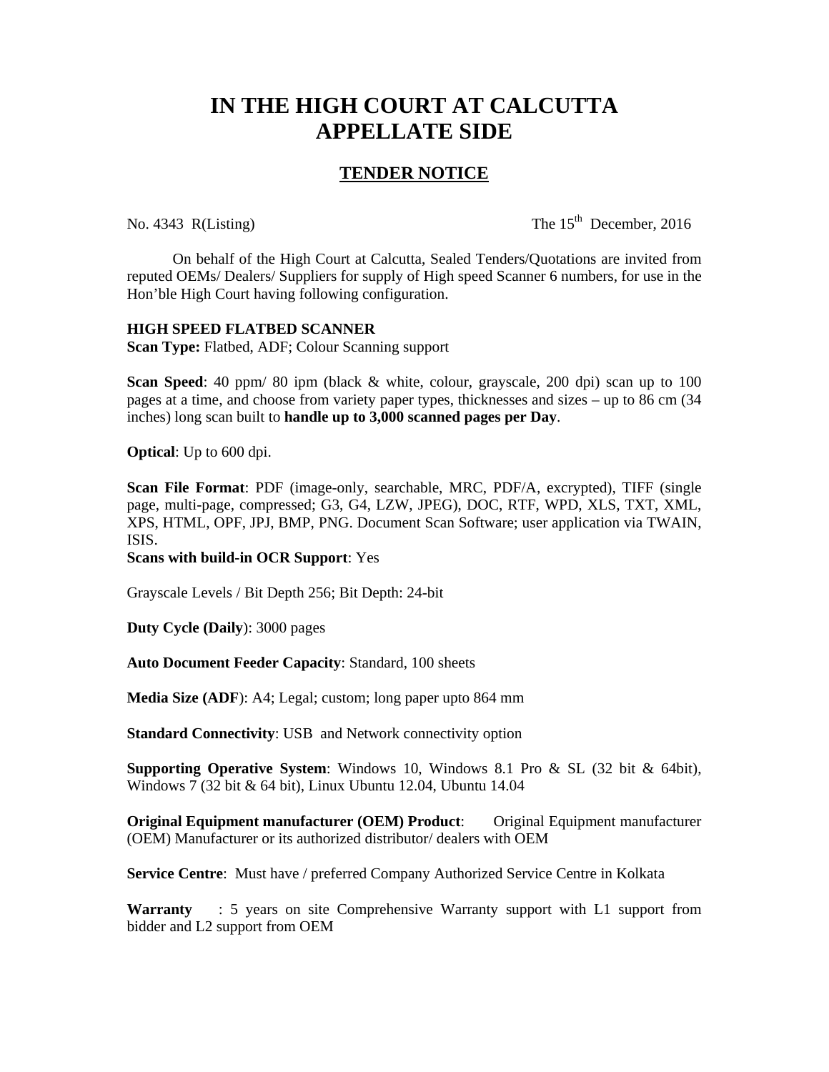# IN THE HIGH COURT AT CALCUTTA
# APPELLATE SIDE

## TENDER NOTICE

No. 4343 R(Listing) The 15th December, 2016

On behalf of the High Court at Calcutta, Sealed Tenders/Quotations are invited from reputed OEMs/ Dealers/ Suppliers for supply of High speed Scanner 6 numbers, for use in the Hon'ble High Court having following configuration.

**HIGH SPEED FLATBED SCANNER**

**Scan Type:** Flatbed, ADF; Colour Scanning support

**Scan Speed**: 40 ppm/ 80 ipm (black & white, colour, grayscale, 200 dpi) scan up to 100 pages at a time, and choose from variety paper types, thicknesses and sizes – up to 86 cm (34 inches) long scan built to **handle up to 3,000 scanned pages per Day**.

**Optical**: Up to 600 dpi.

**Scan File Format**: PDF (image-only, searchable, MRC, PDF/A, excrypted), TIFF (single page, multi-page, compressed; G3, G4, LZW, JPEG), DOC, RTF, WPD, XLS, TXT, XML, XPS, HTML, OPF, JPJ, BMP, PNG. Document Scan Software; user application via TWAIN, ISIS.

**Scans with build-in OCR Support**: Yes

Grayscale Levels / Bit Depth 256; Bit Depth: 24-bit

**Duty Cycle (Daily**): 3000 pages

**Auto Document Feeder Capacity**: Standard, 100 sheets

**Media Size (ADF**): A4; Legal; custom; long paper upto 864 mm

**Standard Connectivity**: USB and Network connectivity option

**Supporting Operative System**: Windows 10, Windows 8.1 Pro & SL (32 bit & 64bit), Windows 7 (32 bit & 64 bit), Linux Ubuntu 12.04, Ubuntu 14.04

**Original Equipment manufacturer (OEM) Product**: Original Equipment manufacturer (OEM) Manufacturer or its authorized distributor/ dealers with OEM

**Service Centre**: Must have / preferred Company Authorized Service Centre in Kolkata

**Warranty** : 5 years on site Comprehensive Warranty support with L1 support from bidder and L2 support from OEM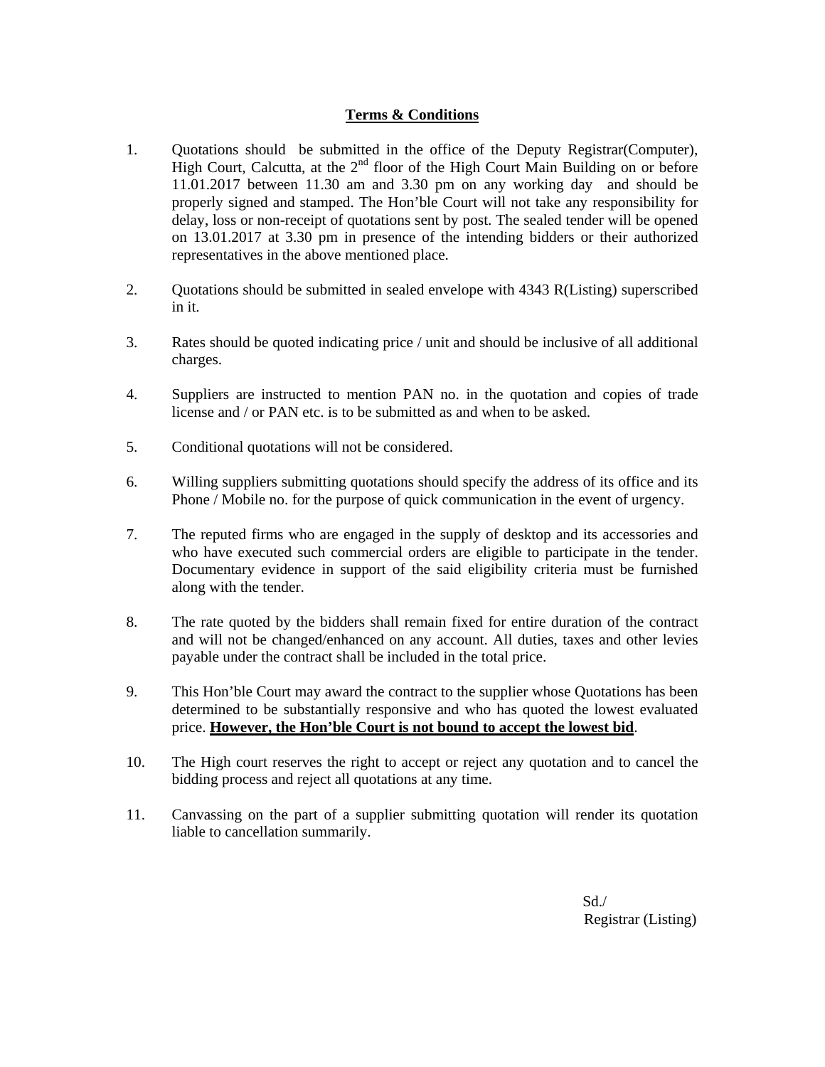## **Terms & Conditions**

1. Quotations should be submitted in the office of the Deputy Registrar(Computer), High Court, Calcutta, at the 2nd floor of the High Court Main Building on or before 11.01.2017 between 11.30 am and 3.30 pm on any working day and should be properly signed and stamped. The Hon'ble Court will not take any responsibility for delay, loss or non-receipt of quotations sent by post. The sealed tender will be opened on 13.01.2017 at 3.30 pm in presence of the intending bidders or their authorized representatives in the above mentioned place.

2. Quotations should be submitted in sealed envelope with 4343 R(Listing) superscribed in it.

3. Rates should be quoted indicating price / unit and should be inclusive of all additional charges.

4. Suppliers are instructed to mention PAN no. in the quotation and copies of trade license and / or PAN etc. is to be submitted as and when to be asked.

5. Conditional quotations will not be considered.

6. Willing suppliers submitting quotations should specify the address of its office and its Phone / Mobile no. for the purpose of quick communication in the event of urgency.

7. The reputed firms who are engaged in the supply of desktop and its accessories and who have executed such commercial orders are eligible to participate in the tender. Documentary evidence in support of the said eligibility criteria must be furnished along with the tender.

8. The rate quoted by the bidders shall remain fixed for entire duration of the contract and will not be changed/enhanced on any account. All duties, taxes and other levies payable under the contract shall be included in the total price.

9. This Hon'ble Court may award the contract to the supplier whose Quotations has been determined to be substantially responsive and who has quoted the lowest evaluated price. **However, the Hon'ble Court is not bound to accept the lowest bid**.

10. The High court reserves the right to accept or reject any quotation and to cancel the bidding process and reject all quotations at any time.

11. Canvassing on the part of a supplier submitting quotation will render its quotation liable to cancellation summarily.

Sd./
Registrar (Listing)